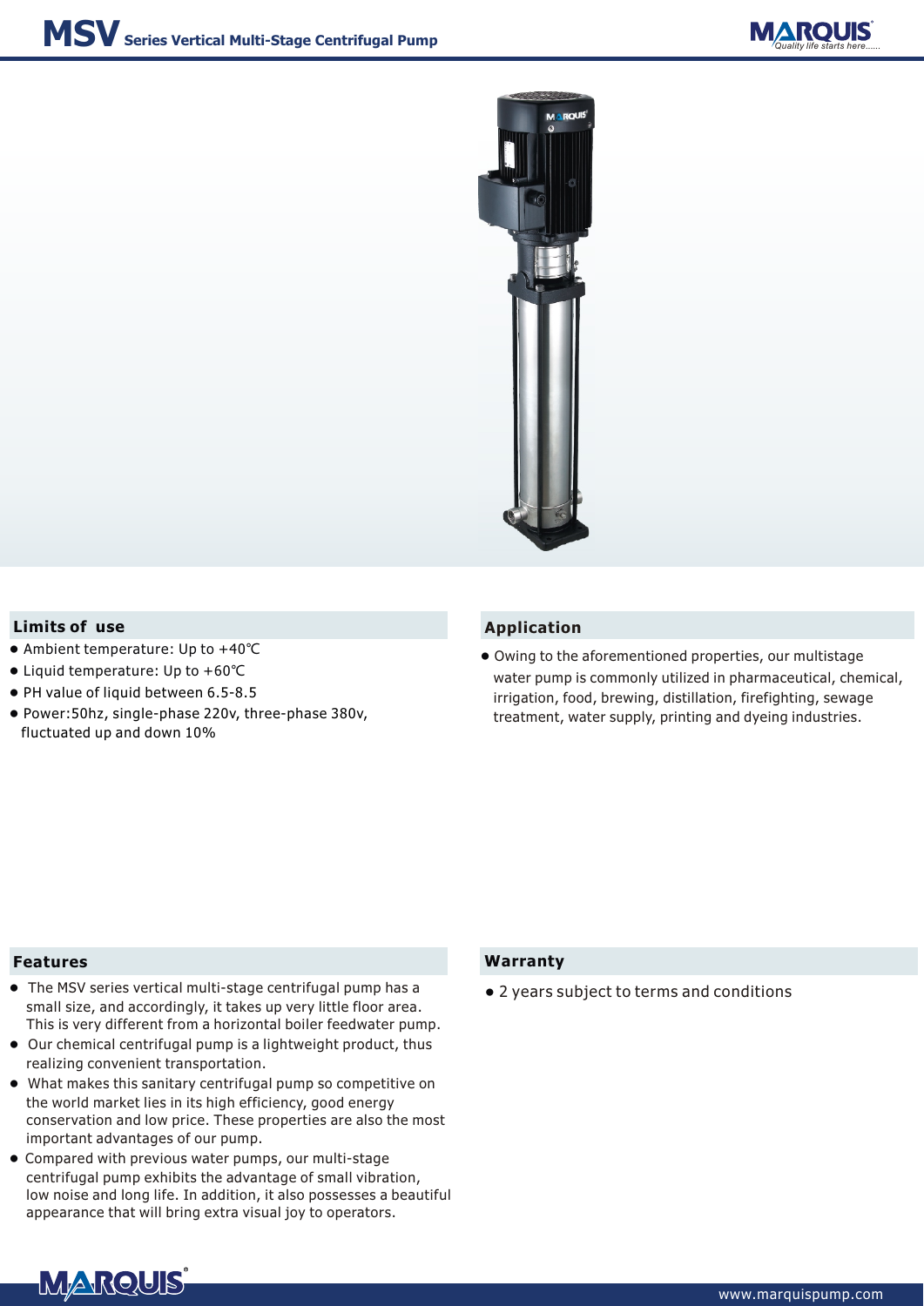# MSV Series Vertical Multi-Stage Centrifugal Pump

## Limits of use

- Ambient temperature: Up to +40℃
- Liquid temperature: Up to +60℃
- PH value of liquid between 6.5-8.5
- Power:50hz, single-phase 220v, three-phase 380v, fluctuated up and down 10%

## Application

- Owing to the aforementioned properties, our multistage water pump is commonly utilized in pharmaceutical, chemical, irrigation, food, brewing, distillation, firefighting, sewage treatment, water supply, printing and dyeing industries.

## Features

- The MSV series vertical multi-stage centrifugal pump has a small size, and accordingly, it takes up very little floor area. This is very different from a horizontal boiler feedwater pump.
- Our chemical centrifugal pump is a lightweight product, thus realizing convenient transportation.
- What makes this sanitary centrifugal pump so competitive on the world market lies in its high efficiency, good energy conservation and low price. These properties are also the most important advantages of our pump.
- Compared with previous water pumps, our multi-stage centrifugal pump exhibits the advantage of small vibration, low noise and long life. In addition, it also possesses a beautiful appearance that will bring extra visual joy to operators.

## Warranty

- 2 years subject to terms and conditions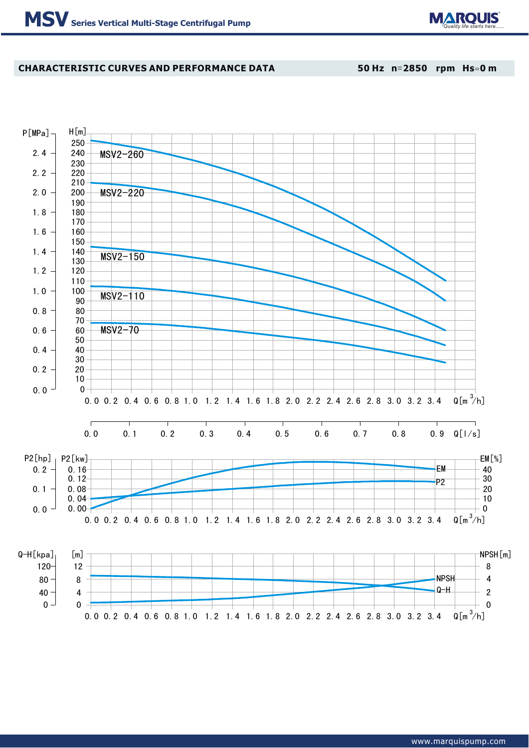## CHARACTERISTIC CURVES AND PERFORMANCE DATA

**50 Hz n=2850 rpm Hs=0 m**

P[MPa] H[m]

MSV2-260

MSV2-220

MSV2-150

MSV2-110

MSV2-70

Q[$m^3$/h]: 0.0 0.2 0.4 0.6 0.8 1.0 1.2 1.4 1.6 1.8 2.0 2.2 2.4 2.6 2.8 3.0 3.2 3.4

Q[l/s]: 0.0 0.1 0.2 0.3 0.4 0.5 0.6 0.7 0.8 0.9

P2[hp] P2[kw] EM[%]

EM

P2

Q-H[kpa] [m] NPSH[m]

NPSH

Q-H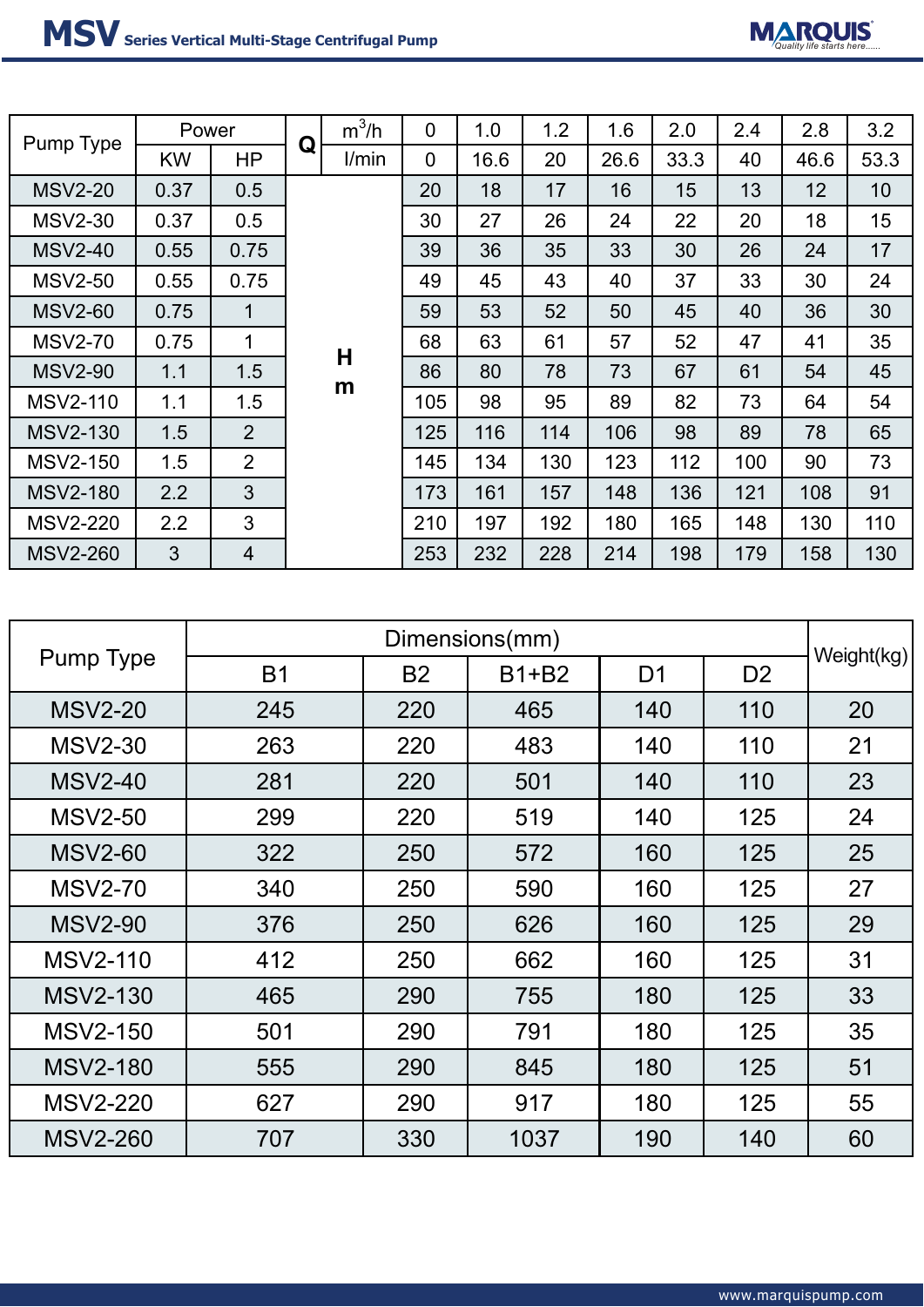| Pump Type | Power | | Q | m³/h | 0 | 1.0 | 1.2 | 1.6 | 2.0 | 2.4 | 2.8 | 3.2 |
|---|---|---|---|---|---|---|---|---|---|---|---|---|
| | KW | HP | | l/min | 0 | 16.6 | 20 | 26.6 | 33.3 | 40 | 46.6 | 53.3 |
| MSV2-20 | 0.37 | 0.5 | H m | | 20 | 18 | 17 | 16 | 15 | 13 | 12 | 10 |
| MSV2-30 | 0.37 | 0.5 | | | 30 | 27 | 26 | 24 | 22 | 20 | 18 | 15 |
| MSV2-40 | 0.55 | 0.75 | | | 39 | 36 | 35 | 33 | 30 | 26 | 24 | 17 |
| MSV2-50 | 0.55 | 0.75 | | | 49 | 45 | 43 | 40 | 37 | 33 | 30 | 24 |
| MSV2-60 | 0.75 | 1 | | | 59 | 53 | 52 | 50 | 45 | 40 | 36 | 30 |
| MSV2-70 | 0.75 | 1 | | | 68 | 63 | 61 | 57 | 52 | 47 | 41 | 35 |
| MSV2-90 | 1.1 | 1.5 | | | 86 | 80 | 78 | 73 | 67 | 61 | 54 | 45 |
| MSV2-110 | 1.1 | 1.5 | | | 105 | 98 | 95 | 89 | 82 | 73 | 64 | 54 |
| MSV2-130 | 1.5 | 2 | | | 125 | 116 | 114 | 106 | 98 | 89 | 78 | 65 |
| MSV2-150 | 1.5 | 2 | | | 145 | 134 | 130 | 123 | 112 | 100 | 90 | 73 |
| MSV2-180 | 2.2 | 3 | | | 173 | 161 | 157 | 148 | 136 | 121 | 108 | 91 |
| MSV2-220 | 2.2 | 3 | | | 210 | 197 | 192 | 180 | 165 | 148 | 130 | 110 |
| MSV2-260 | 3 | 4 | | | 253 | 232 | 228 | 214 | 198 | 179 | 158 | 130 |

| Pump Type | Dimensions(mm) | | | | | Weight(kg) |
|---|---|---|---|---|---|---|
| | B1 | B2 | B1+B2 | D1 | D2 | |
| MSV2-20 | 245 | 220 | 465 | 140 | 110 | 20 |
| MSV2-30 | 263 | 220 | 483 | 140 | 110 | 21 |
| MSV2-40 | 281 | 220 | 501 | 140 | 110 | 23 |
| MSV2-50 | 299 | 220 | 519 | 140 | 125 | 24 |
| MSV2-60 | 322 | 250 | 572 | 160 | 125 | 25 |
| MSV2-70 | 340 | 250 | 590 | 160 | 125 | 27 |
| MSV2-90 | 376 | 250 | 626 | 160 | 125 | 29 |
| MSV2-110 | 412 | 250 | 662 | 160 | 125 | 31 |
| MSV2-130 | 465 | 290 | 755 | 180 | 125 | 33 |
| MSV2-150 | 501 | 290 | 791 | 180 | 125 | 35 |
| MSV2-180 | 555 | 290 | 845 | 180 | 125 | 51 |
| MSV2-220 | 627 | 290 | 917 | 180 | 125 | 55 |
| MSV2-260 | 707 | 330 | 1037 | 190 | 140 | 60 |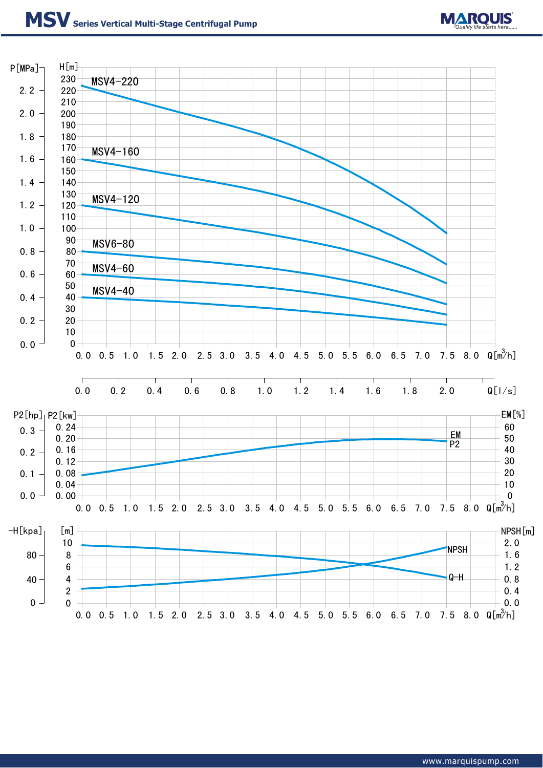# MSV Series Vertical Multi-Stage Centrifugal Pump

P[MPa] H[m]

MSV4-220

MSV4-160

MSV4-120

MSV6-80

MSV4-60

MSV4-40

Q[m³/h]: 0.0 0.5 1.0 1.5 2.0 2.5 3.0 3.5 4.0 4.5 5.0 5.5 6.0 6.5 7.0 7.5 8.0

Q[l/s]: 0.0 0.2 0.4 0.6 0.8 1.0 1.2 1.4 1.6 1.8 2.0

P2[hp] P2[kw] EM[%]

EM

P2

-H[kpa] [m] NPSH[m]

NPSH

Q-H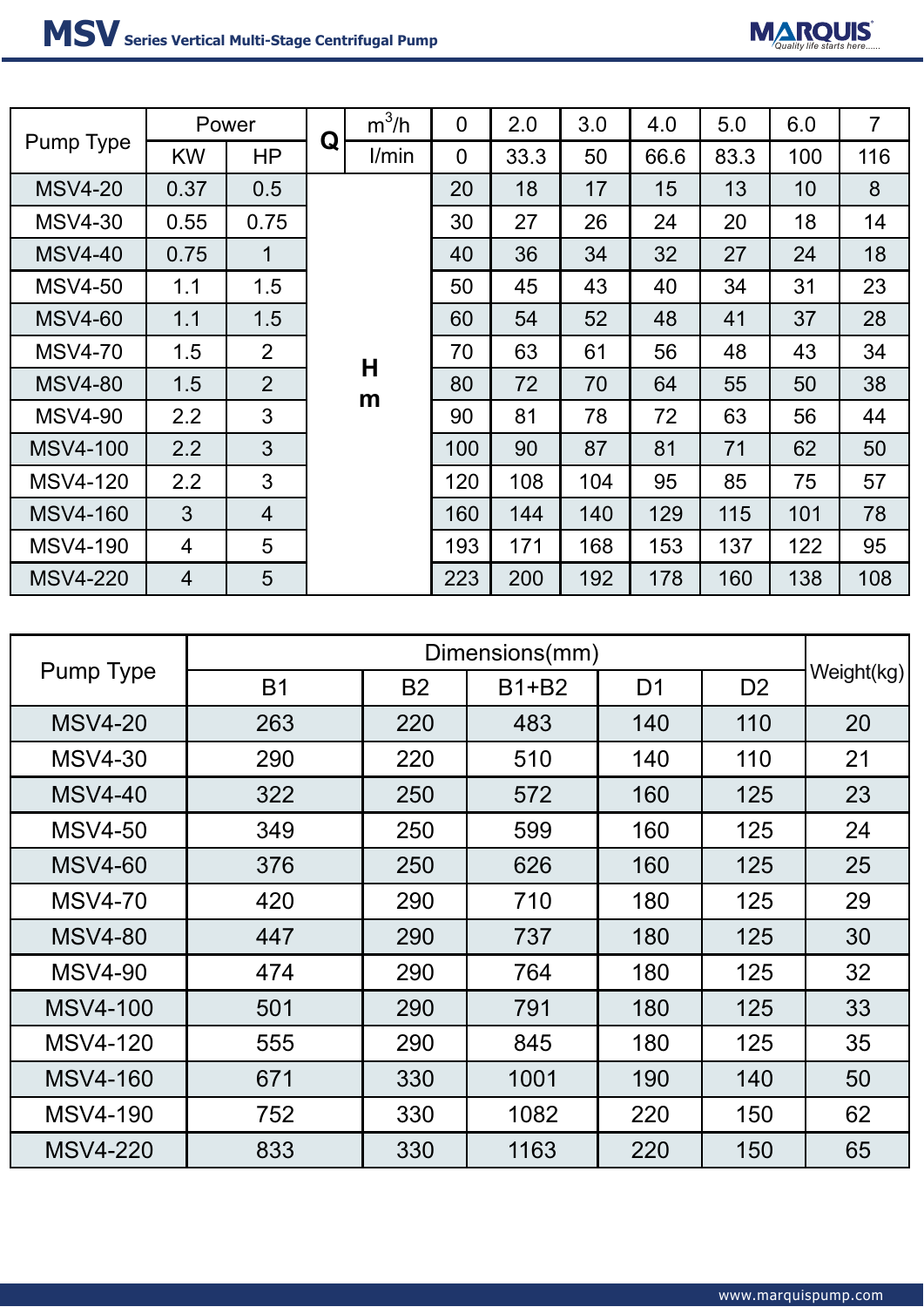# MSV Series Vertical Multi-Stage Centrifugal Pump

| Pump Type | Power | | Q | $m^3/h$ | 0 | 2.0 | 3.0 | 4.0 | 5.0 | 6.0 | 7 |
|---|---|---|---|---|---|---|---|---|---|---|---|
| | KW | HP | | l/min | 0 | 33.3 | 50 | 66.6 | 83.3 | 100 | 116 |
| MSV4-20 | 0.37 | 0.5 | H m | | 20 | 18 | 17 | 15 | 13 | 10 | 8 |
| MSV4-30 | 0.55 | 0.75 | | | 30 | 27 | 26 | 24 | 20 | 18 | 14 |
| MSV4-40 | 0.75 | 1 | | | 40 | 36 | 34 | 32 | 27 | 24 | 18 |
| MSV4-50 | 1.1 | 1.5 | | | 50 | 45 | 43 | 40 | 34 | 31 | 23 |
| MSV4-60 | 1.1 | 1.5 | | | 60 | 54 | 52 | 48 | 41 | 37 | 28 |
| MSV4-70 | 1.5 | 2 | | | 70 | 63 | 61 | 56 | 48 | 43 | 34 |
| MSV4-80 | 1.5 | 2 | | | 80 | 72 | 70 | 64 | 55 | 50 | 38 |
| MSV4-90 | 2.2 | 3 | | | 90 | 81 | 78 | 72 | 63 | 56 | 44 |
| MSV4-100 | 2.2 | 3 | | | 100 | 90 | 87 | 81 | 71 | 62 | 50 |
| MSV4-120 | 2.2 | 3 | | | 120 | 108 | 104 | 95 | 85 | 75 | 57 |
| MSV4-160 | 3 | 4 | | | 160 | 144 | 140 | 129 | 115 | 101 | 78 |
| MSV4-190 | 4 | 5 | | | 193 | 171 | 168 | 153 | 137 | 122 | 95 |
| MSV4-220 | 4 | 5 | | | 223 | 200 | 192 | 178 | 160 | 138 | 108 |

| Pump Type | Dimensions(mm) | | | | | Weight(kg) |
|---|---|---|---|---|---|---|
| | B1 | B2 | B1+B2 | D1 | D2 | |
| MSV4-20 | 263 | 220 | 483 | 140 | 110 | 20 |
| MSV4-30 | 290 | 220 | 510 | 140 | 110 | 21 |
| MSV4-40 | 322 | 250 | 572 | 160 | 125 | 23 |
| MSV4-50 | 349 | 250 | 599 | 160 | 125 | 24 |
| MSV4-60 | 376 | 250 | 626 | 160 | 125 | 25 |
| MSV4-70 | 420 | 290 | 710 | 180 | 125 | 29 |
| MSV4-80 | 447 | 290 | 737 | 180 | 125 | 30 |
| MSV4-90 | 474 | 290 | 764 | 180 | 125 | 32 |
| MSV4-100 | 501 | 290 | 791 | 180 | 125 | 33 |
| MSV4-120 | 555 | 290 | 845 | 180 | 125 | 35 |
| MSV4-160 | 671 | 330 | 1001 | 190 | 140 | 50 |
| MSV4-190 | 752 | 330 | 1082 | 220 | 150 | 62 |
| MSV4-220 | 833 | 330 | 1163 | 220 | 150 | 65 |